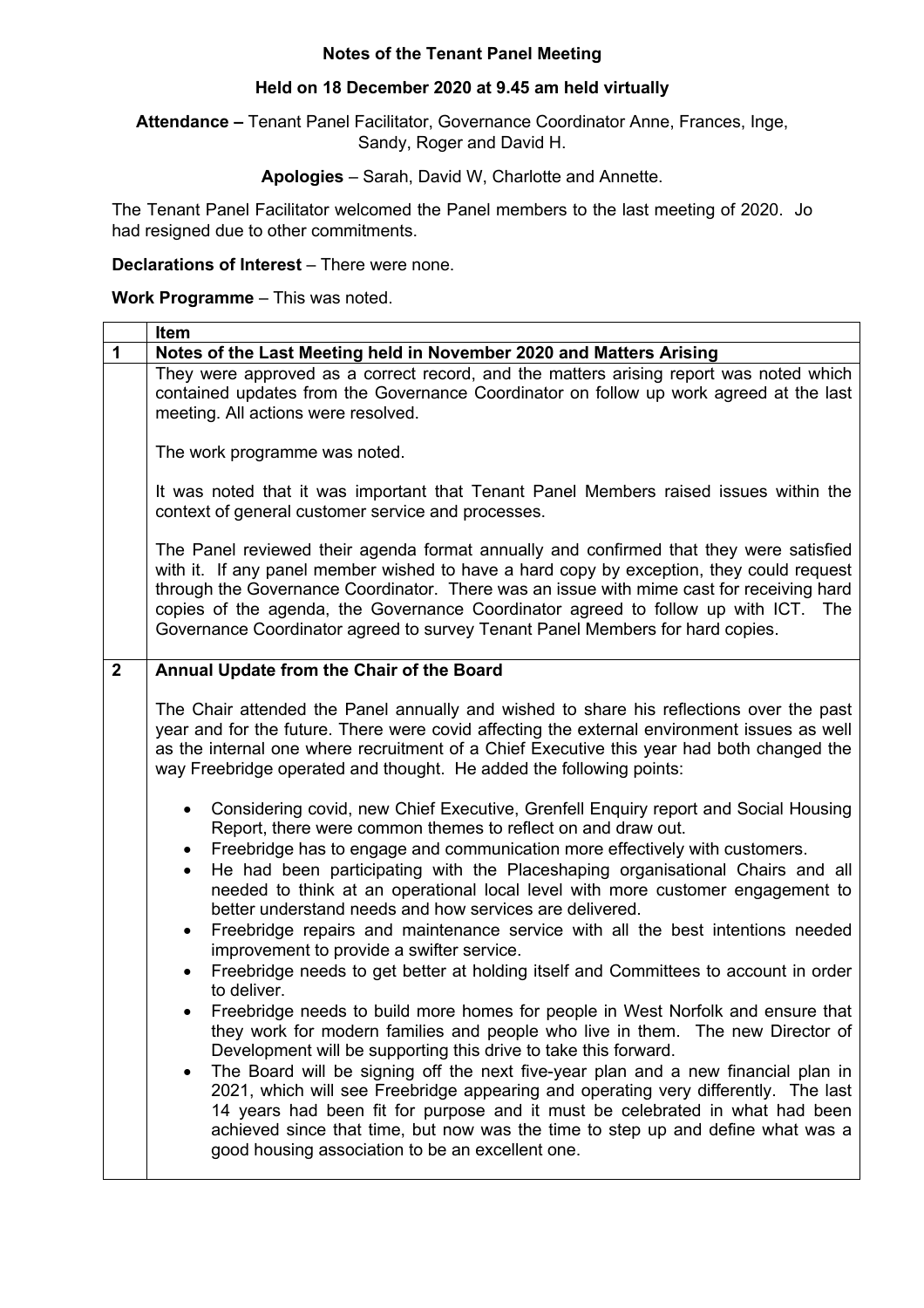**Notes of the Tenant Panel Meeting**

**Held on 18 December 2020 at 9.45 am held virtually**

**Attendance –** Tenant Panel Facilitator, Governance Coordinator Anne, Frances, Inge, Sandy, Roger and David H.

**Apologies** – Sarah, David W, Charlotte and Annette.

The Tenant Panel Facilitator welcomed the Panel members to the last meeting of 2020. Jo had resigned due to other commitments.

**Declarations of Interest** – There were none.

**Work Programme** – This was noted.

| | **Item** |
|---|---|
| **1** | **Notes of the Last Meeting held in November 2020 and Matters Arising** |
| | They were approved as a correct record, and the matters arising report was noted which contained updates from the Governance Coordinator on follow up work agreed at the last meeting. All actions were resolved.<br><br>The work programme was noted.<br><br>It was noted that it was important that Tenant Panel Members raised issues within the context of general customer service and processes.<br><br>The Panel reviewed their agenda format annually and confirmed that they were satisfied with it. If any panel member wished to have a hard copy by exception, they could request through the Governance Coordinator. There was an issue with mime cast for receiving hard copies of the agenda, the Governance Coordinator agreed to follow up with ICT. The Governance Coordinator agreed to survey Tenant Panel Members for hard copies. |
| **2** | **Annual Update from the Chair of the Board** |
| | The Chair attended the Panel annually and wished to share his reflections over the past year and for the future. There were covid affecting the external environment issues as well as the internal one where recruitment of a Chief Executive this year had both changed the way Freebridge operated and thought. He added the following points:<br><br>• Considering covid, new Chief Executive, Grenfell Enquiry report and Social Housing Report, there were common themes to reflect on and draw out.<br>• Freebridge has to engage and communication more effectively with customers.<br>• He had been participating with the Placeshaping organisational Chairs and all needed to think at an operational local level with more customer engagement to better understand needs and how services are delivered.<br>• Freebridge repairs and maintenance service with all the best intentions needed improvement to provide a swifter service.<br>• Freebridge needs to get better at holding itself and Committees to account in order to deliver.<br>• Freebridge needs to build more homes for people in West Norfolk and ensure that they work for modern families and people who live in them. The new Director of Development will be supporting this drive to take this forward.<br>• The Board will be signing off the next five-year plan and a new financial plan in 2021, which will see Freebridge appearing and operating very differently. The last 14 years had been fit for purpose and it must be celebrated in what had been achieved since that time, but now was the time to step up and define what was a good housing association to be an excellent one. |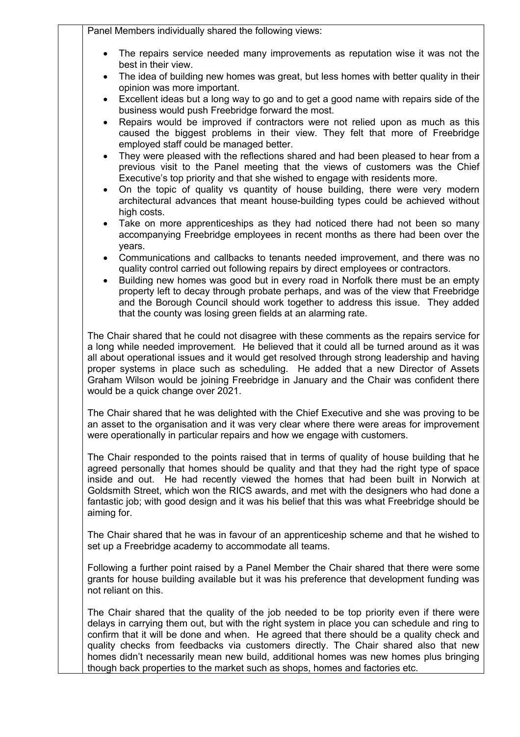Panel Members individually shared the following views:

- The repairs service needed many improvements as reputation wise it was not the best in their view.
- The idea of building new homes was great, but less homes with better quality in their opinion was more important.
- Excellent ideas but a long way to go and to get a good name with repairs side of the business would push Freebridge forward the most.
- Repairs would be improved if contractors were not relied upon as much as this caused the biggest problems in their view. They felt that more of Freebridge employed staff could be managed better.
- They were pleased with the reflections shared and had been pleased to hear from a previous visit to the Panel meeting that the views of customers was the Chief Executive's top priority and that she wished to engage with residents more.
- On the topic of quality vs quantity of house building, there were very modern architectural advances that meant house-building types could be achieved without high costs.
- Take on more apprenticeships as they had noticed there had not been so many accompanying Freebridge employees in recent months as there had been over the years.
- Communications and callbacks to tenants needed improvement, and there was no quality control carried out following repairs by direct employees or contractors.
- Building new homes was good but in every road in Norfolk there must be an empty property left to decay through probate perhaps, and was of the view that Freebridge and the Borough Council should work together to address this issue. They added that the county was losing green fields at an alarming rate.

The Chair shared that he could not disagree with these comments as the repairs service for a long while needed improvement. He believed that it could all be turned around as it was all about operational issues and it would get resolved through strong leadership and having proper systems in place such as scheduling. He added that a new Director of Assets Graham Wilson would be joining Freebridge in January and the Chair was confident there would be a quick change over 2021.

The Chair shared that he was delighted with the Chief Executive and she was proving to be an asset to the organisation and it was very clear where there were areas for improvement were operationally in particular repairs and how we engage with customers.

The Chair responded to the points raised that in terms of quality of house building that he agreed personally that homes should be quality and that they had the right type of space inside and out. He had recently viewed the homes that had been built in Norwich at Goldsmith Street, which won the RICS awards, and met with the designers who had done a fantastic job; with good design and it was his belief that this was what Freebridge should be aiming for.

The Chair shared that he was in favour of an apprenticeship scheme and that he wished to set up a Freebridge academy to accommodate all teams.

Following a further point raised by a Panel Member the Chair shared that there were some grants for house building available but it was his preference that development funding was not reliant on this.

The Chair shared that the quality of the job needed to be top priority even if there were delays in carrying them out, but with the right system in place you can schedule and ring to confirm that it will be done and when. He agreed that there should be a quality check and quality checks from feedbacks via customers directly. The Chair shared also that new homes didn't necessarily mean new build, additional homes was new homes plus bringing though back properties to the market such as shops, homes and factories etc.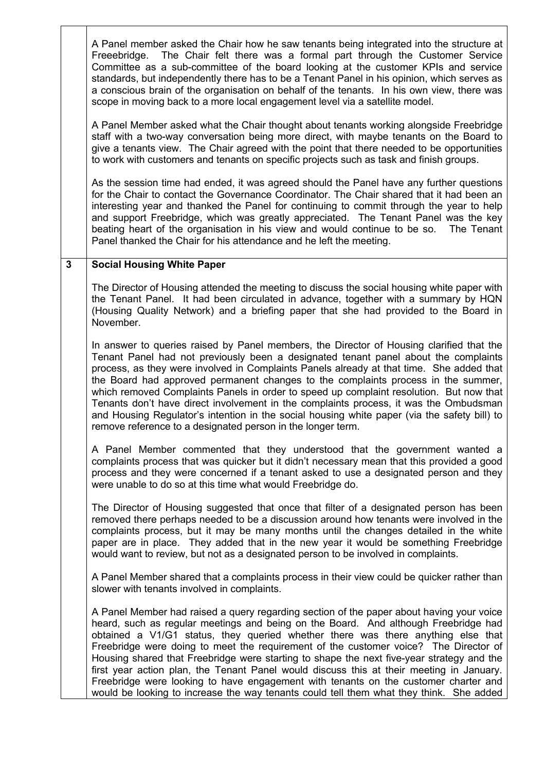A Panel member asked the Chair how he saw tenants being integrated into the structure at Freeebridge. The Chair felt there was a formal part through the Customer Service Committee as a sub-committee of the board looking at the customer KPIs and service standards, but independently there has to be a Tenant Panel in his opinion, which serves as a conscious brain of the organisation on behalf of the tenants. In his own view, there was scope in moving back to a more local engagement level via a satellite model.

A Panel Member asked what the Chair thought about tenants working alongside Freebridge staff with a two-way conversation being more direct, with maybe tenants on the Board to give a tenants view. The Chair agreed with the point that there needed to be opportunities to work with customers and tenants on specific projects such as task and finish groups.

As the session time had ended, it was agreed should the Panel have any further questions for the Chair to contact the Governance Coordinator. The Chair shared that it had been an interesting year and thanked the Panel for continuing to commit through the year to help and support Freebridge, which was greatly appreciated. The Tenant Panel was the key beating heart of the organisation in his view and would continue to be so. The Tenant Panel thanked the Chair for his attendance and he left the meeting.

## 3 Social Housing White Paper

The Director of Housing attended the meeting to discuss the social housing white paper with the Tenant Panel. It had been circulated in advance, together with a summary by HQN (Housing Quality Network) and a briefing paper that she had provided to the Board in November.

In answer to queries raised by Panel members, the Director of Housing clarified that the Tenant Panel had not previously been a designated tenant panel about the complaints process, as they were involved in Complaints Panels already at that time. She added that the Board had approved permanent changes to the complaints process in the summer, which removed Complaints Panels in order to speed up complaint resolution. But now that Tenants don't have direct involvement in the complaints process, it was the Ombudsman and Housing Regulator's intention in the social housing white paper (via the safety bill) to remove reference to a designated person in the longer term.

A Panel Member commented that they understood that the government wanted a complaints process that was quicker but it didn't necessary mean that this provided a good process and they were concerned if a tenant asked to use a designated person and they were unable to do so at this time what would Freebridge do.

The Director of Housing suggested that once that filter of a designated person has been removed there perhaps needed to be a discussion around how tenants were involved in the complaints process, but it may be many months until the changes detailed in the white paper are in place. They added that in the new year it would be something Freebridge would want to review, but not as a designated person to be involved in complaints.

A Panel Member shared that a complaints process in their view could be quicker rather than slower with tenants involved in complaints.

A Panel Member had raised a query regarding section of the paper about having your voice heard, such as regular meetings and being on the Board. And although Freebridge had obtained a V1/G1 status, they queried whether there was there anything else that Freebridge were doing to meet the requirement of the customer voice? The Director of Housing shared that Freebridge were starting to shape the next five-year strategy and the first year action plan, the Tenant Panel would discuss this at their meeting in January. Freebridge were looking to have engagement with tenants on the customer charter and would be looking to increase the way tenants could tell them what they think. She added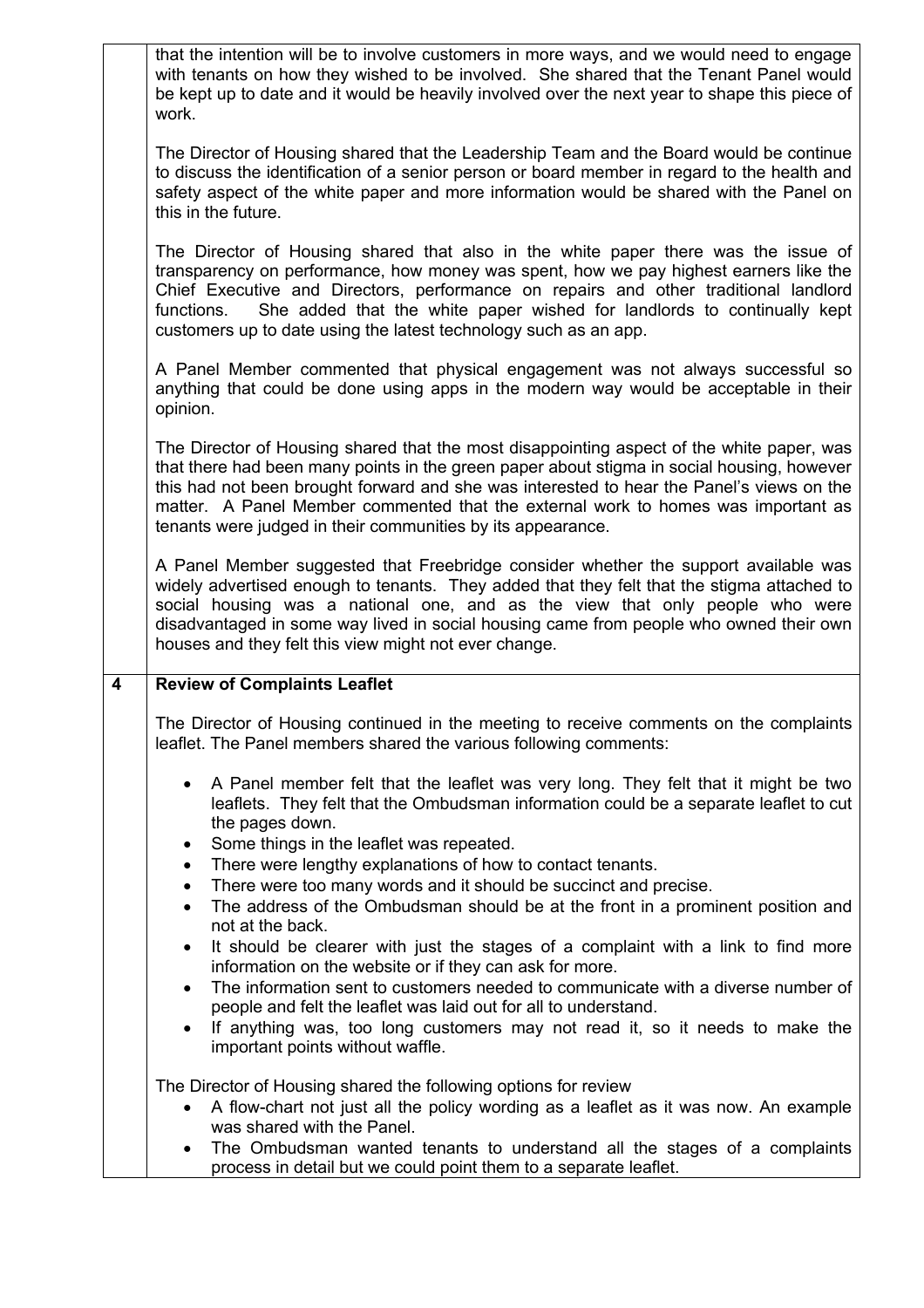that the intention will be to involve customers in more ways, and we would need to engage with tenants on how they wished to be involved. She shared that the Tenant Panel would be kept up to date and it would be heavily involved over the next year to shape this piece of work.

The Director of Housing shared that the Leadership Team and the Board would be continue to discuss the identification of a senior person or board member in regard to the health and safety aspect of the white paper and more information would be shared with the Panel on this in the future.

The Director of Housing shared that also in the white paper there was the issue of transparency on performance, how money was spent, how we pay highest earners like the Chief Executive and Directors, performance on repairs and other traditional landlord functions. She added that the white paper wished for landlords to continually kept customers up to date using the latest technology such as an app.

A Panel Member commented that physical engagement was not always successful so anything that could be done using apps in the modern way would be acceptable in their opinion.

The Director of Housing shared that the most disappointing aspect of the white paper, was that there had been many points in the green paper about stigma in social housing, however this had not been brought forward and she was interested to hear the Panel's views on the matter. A Panel Member commented that the external work to homes was important as tenants were judged in their communities by its appearance.

A Panel Member suggested that Freebridge consider whether the support available was widely advertised enough to tenants. They added that they felt that the stigma attached to social housing was a national one, and as the view that only people who were disadvantaged in some way lived in social housing came from people who owned their own houses and they felt this view might not ever change.

## 4 Review of Complaints Leaflet

The Director of Housing continued in the meeting to receive comments on the complaints leaflet. The Panel members shared the various following comments:

- A Panel member felt that the leaflet was very long. They felt that it might be two leaflets. They felt that the Ombudsman information could be a separate leaflet to cut the pages down.
- Some things in the leaflet was repeated.
- There were lengthy explanations of how to contact tenants.
- There were too many words and it should be succinct and precise.
- The address of the Ombudsman should be at the front in a prominent position and not at the back.
- It should be clearer with just the stages of a complaint with a link to find more information on the website or if they can ask for more.
- The information sent to customers needed to communicate with a diverse number of people and felt the leaflet was laid out for all to understand.
- If anything was, too long customers may not read it, so it needs to make the important points without waffle.

The Director of Housing shared the following options for review

- A flow-chart not just all the policy wording as a leaflet as it was now. An example was shared with the Panel.
- The Ombudsman wanted tenants to understand all the stages of a complaints process in detail but we could point them to a separate leaflet.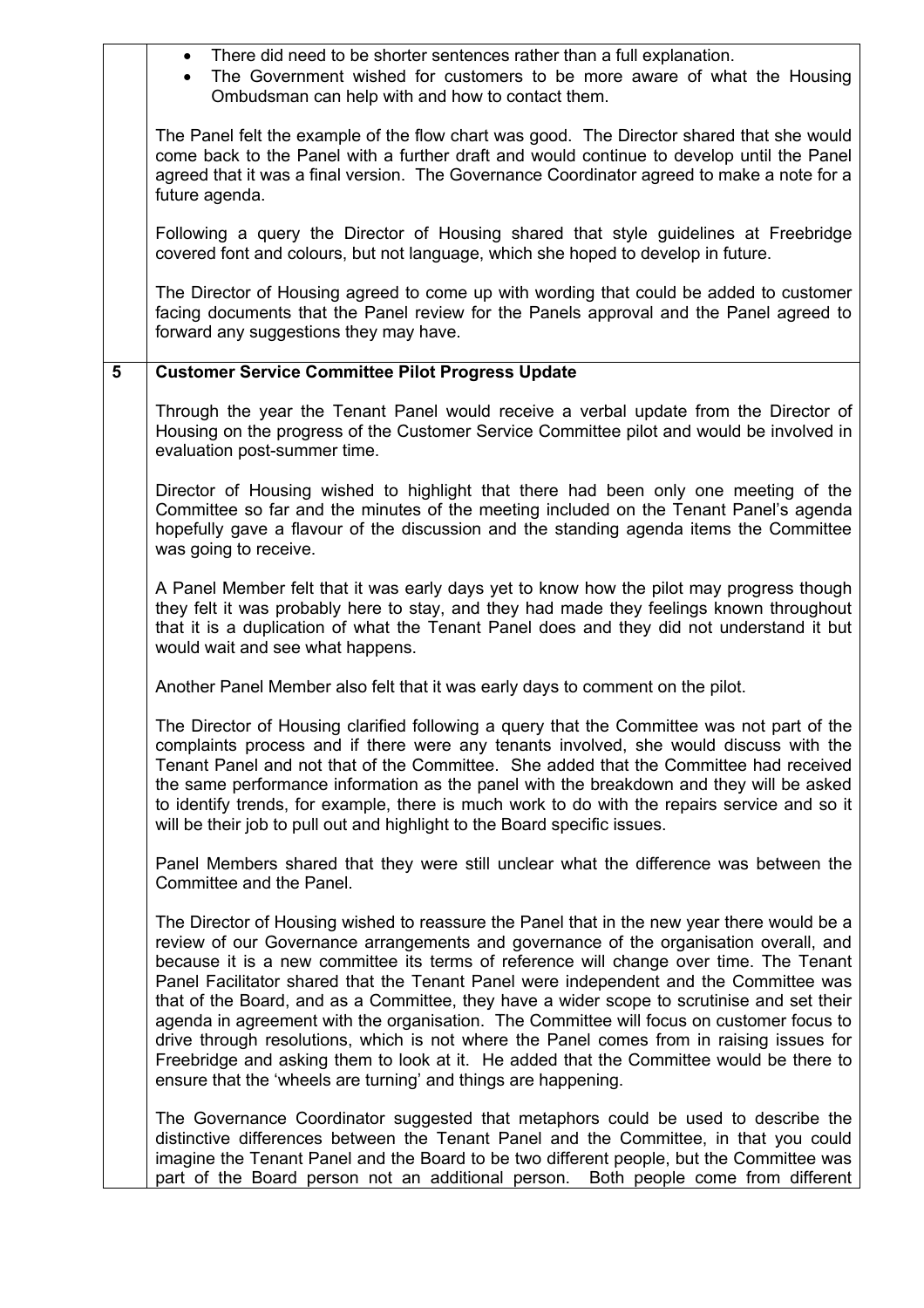| | |
|---|---|
| | • There did need to be shorter sentences rather than a full explanation.<br>• The Government wished for customers to be more aware of what the Housing Ombudsman can help with and how to contact them.<br><br>The Panel felt the example of the flow chart was good. The Director shared that she would come back to the Panel with a further draft and would continue to develop until the Panel agreed that it was a final version. The Governance Coordinator agreed to make a note for a future agenda.<br><br>Following a query the Director of Housing shared that style guidelines at Freebridge covered font and colours, but not language, which she hoped to develop in future.<br><br>The Director of Housing agreed to come up with wording that could be added to customer facing documents that the Panel review for the Panels approval and the Panel agreed to forward any suggestions they may have. |
| **5** | **Customer Service Committee Pilot Progress Update**<br><br>Through the year the Tenant Panel would receive a verbal update from the Director of Housing on the progress of the Customer Service Committee pilot and would be involved in evaluation post-summer time.<br><br>Director of Housing wished to highlight that there had been only one meeting of the Committee so far and the minutes of the meeting included on the Tenant Panel's agenda hopefully gave a flavour of the discussion and the standing agenda items the Committee was going to receive.<br><br>A Panel Member felt that it was early days yet to know how the pilot may progress though they felt it was probably here to stay, and they had made they feelings known throughout that it is a duplication of what the Tenant Panel does and they did not understand it but would wait and see what happens.<br><br>Another Panel Member also felt that it was early days to comment on the pilot.<br><br>The Director of Housing clarified following a query that the Committee was not part of the complaints process and if there were any tenants involved, she would discuss with the Tenant Panel and not that of the Committee. She added that the Committee had received the same performance information as the panel with the breakdown and they will be asked to identify trends, for example, there is much work to do with the repairs service and so it will be their job to pull out and highlight to the Board specific issues.<br><br>Panel Members shared that they were still unclear what the difference was between the Committee and the Panel.<br><br>The Director of Housing wished to reassure the Panel that in the new year there would be a review of our Governance arrangements and governance of the organisation overall, and because it is a new committee its terms of reference will change over time. The Tenant Panel Facilitator shared that the Tenant Panel were independent and the Committee was that of the Board, and as a Committee, they have a wider scope to scrutinise and set their agenda in agreement with the organisation. The Committee will focus on customer focus to drive through resolutions, which is not where the Panel comes from in raising issues for Freebridge and asking them to look at it. He added that the Committee would be there to ensure that the 'wheels are turning' and things are happening.<br><br>The Governance Coordinator suggested that metaphors could be used to describe the distinctive differences between the Tenant Panel and the Committee, in that you could imagine the Tenant Panel and the Board to be two different people, but the Committee was part of the Board person not an additional person. Both people come from different |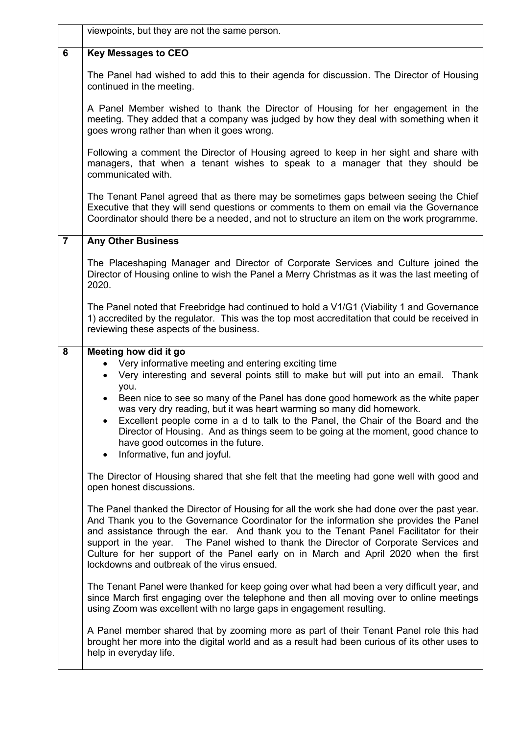| | |
|---|---|
| | viewpoints, but they are not the same person. |
| **6** | **Key Messages to CEO**<br><br>The Panel had wished to add this to their agenda for discussion. The Director of Housing continued in the meeting.<br><br>A Panel Member wished to thank the Director of Housing for her engagement in the meeting. They added that a company was judged by how they deal with something when it goes wrong rather than when it goes wrong.<br><br>Following a comment the Director of Housing agreed to keep in her sight and share with managers, that when a tenant wishes to speak to a manager that they should be communicated with.<br><br>The Tenant Panel agreed that as there may be sometimes gaps between seeing the Chief Executive that they will send questions or comments to them on email via the Governance Coordinator should there be a needed, and not to structure an item on the work programme. |
| **7** | **Any Other Business**<br><br>The Placeshaping Manager and Director of Corporate Services and Culture joined the Director of Housing online to wish the Panel a Merry Christmas as it was the last meeting of 2020.<br><br>The Panel noted that Freebridge had continued to hold a V1/G1 (Viability 1 and Governance 1) accredited by the regulator. This was the top most accreditation that could be received in reviewing these aspects of the business. |
| **8** | **Meeting how did it go**<br>• Very informative meeting and entering exciting time<br>• Very interesting and several points still to make but will put into an email. Thank you.<br>• Been nice to see so many of the Panel has done good homework as the white paper was very dry reading, but it was heart warming so many did homework.<br>• Excellent people come in a d to talk to the Panel, the Chair of the Board and the Director of Housing. And as things seem to be going at the moment, good chance to have good outcomes in the future.<br>• Informative, fun and joyful.<br><br>The Director of Housing shared that she felt that the meeting had gone well with good and open honest discussions.<br><br>The Panel thanked the Director of Housing for all the work she had done over the past year. And Thank you to the Governance Coordinator for the information she provides the Panel and assistance through the ear. And thank you to the Tenant Panel Facilitator for their support in the year. The Panel wished to thank the Director of Corporate Services and Culture for her support of the Panel early on in March and April 2020 when the first lockdowns and outbreak of the virus ensued.<br><br>The Tenant Panel were thanked for keep going over what had been a very difficult year, and since March first engaging over the telephone and then all moving over to online meetings using Zoom was excellent with no large gaps in engagement resulting.<br><br>A Panel member shared that by zooming more as part of their Tenant Panel role this had brought her more into the digital world and as a result had been curious of its other uses to help in everyday life. |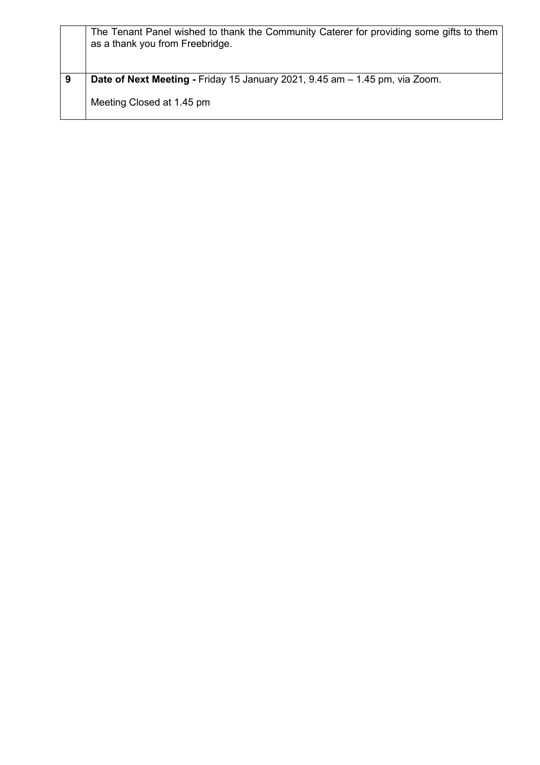| | |
|---|---|
| | The Tenant Panel wished to thank the Community Caterer for providing some gifts to them as a thank you from Freebridge. |
| **9** | **Date of Next Meeting -** Friday 15 January 2021, 9.45 am – 1.45 pm, via Zoom.<br><br>Meeting Closed at 1.45 pm |